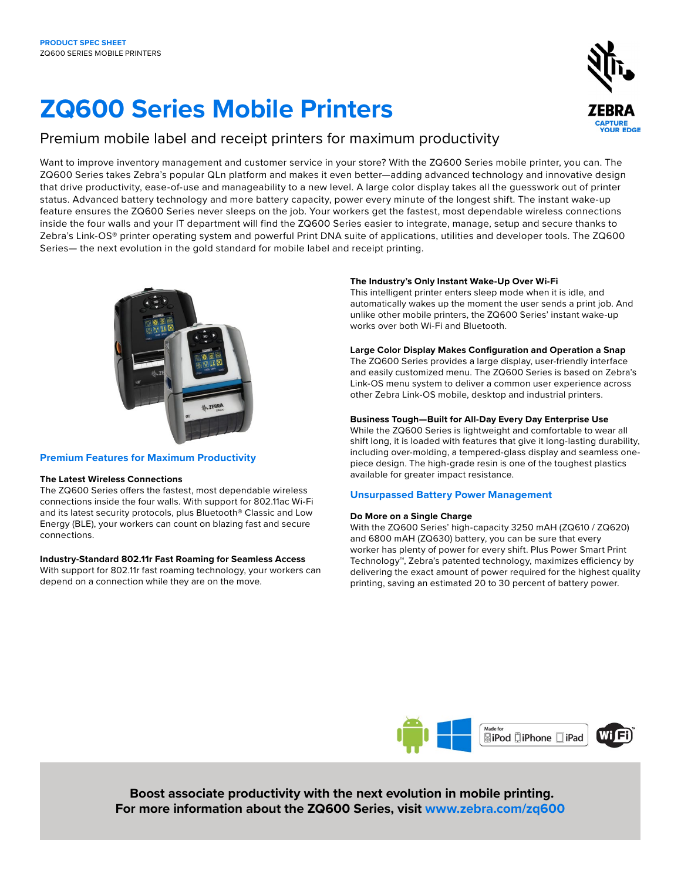PRODUCT SPEC SHEET
ZQ600 SERIES MOBILE PRINTERS

# ZQ600 Series Mobile Printers

## Premium mobile label and receipt printers for maximum productivity

Want to improve inventory management and customer service in your store? With the ZQ600 Series mobile printer, you can. The ZQ600 Series takes Zebra's popular QLn platform and makes it even better—adding advanced technology and innovative design that drive productivity, ease-of-use and manageability to a new level. A large color display takes all the guesswork out of printer status. Advanced battery technology and more battery capacity, power every minute of the longest shift. The instant wake-up feature ensures the ZQ600 Series never sleeps on the job. Your workers get the fastest, most dependable wireless connections inside the four walls and your IT department will find the ZQ600 Series easier to integrate, manage, setup and secure thanks to Zebra's Link-OS® printer operating system and powerful Print DNA suite of applications, utilities and developer tools. The ZQ600 Series— the next evolution in the gold standard for mobile label and receipt printing.

## Premium Features for Maximum Productivity

**The Latest Wireless Connections**
The ZQ600 Series offers the fastest, most dependable wireless connections inside the four walls. With support for 802.11ac Wi-Fi and its latest security protocols, plus Bluetooth® Classic and Low Energy (BLE), your workers can count on blazing fast and secure connections.

**Industry-Standard 802.11r Fast Roaming for Seamless Access**
With support for 802.11r fast roaming technology, your workers can depend on a connection while they are on the move.

**The Industry's Only Instant Wake-Up Over Wi-Fi**
This intelligent printer enters sleep mode when it is idle, and automatically wakes up the moment the user sends a print job. And unlike other mobile printers, the ZQ600 Series' instant wake-up works over both Wi-Fi and Bluetooth.

**Large Color Display Makes Configuration and Operation a Snap**
The ZQ600 Series provides a large display, user-friendly interface and easily customized menu. The ZQ600 Series is based on Zebra's Link-OS menu system to deliver a common user experience across other Zebra Link-OS mobile, desktop and industrial printers.

**Business Tough—Built for All-Day Every Day Enterprise Use**
While the ZQ600 Series is lightweight and comfortable to wear all shift long, it is loaded with features that give it long-lasting durability, including over-molding, a tempered-glass display and seamless one-piece design. The high-grade resin is one of the toughest plastics available for greater impact resistance.

## Unsurpassed Battery Power Management

**Do More on a Single Charge**
With the ZQ600 Series' high-capacity 3250 mAH (ZQ610 / ZQ620) and 6800 mAH (ZQ630) battery, you can be sure that every worker has plenty of power for every shift. Plus Power Smart Print Technology™, Zebra's patented technology, maximizes efficiency by delivering the exact amount of power required for the highest quality printing, saving an estimated 20 to 30 percent of battery power.

**Boost associate productivity with the next evolution in mobile printing.**
**For more information about the ZQ600 Series, visit www.zebra.com/zq600**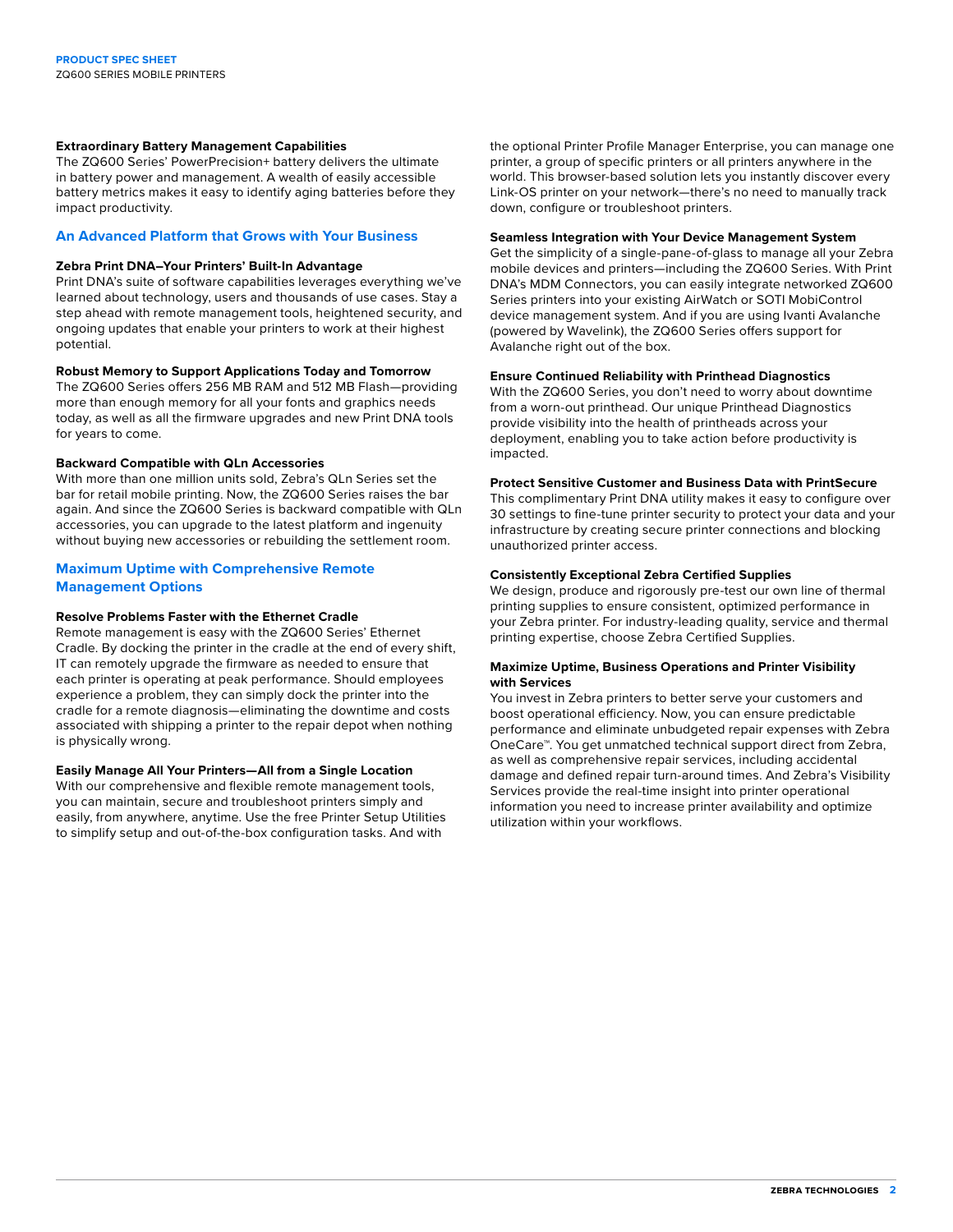### Extraordinary Battery Management Capabilities

The ZQ600 Series' PowerPrecision+ battery delivers the ultimate in battery power and management. A wealth of easily accessible battery metrics makes it easy to identify aging batteries before they impact productivity.

## An Advanced Platform that Grows with Your Business

### Zebra Print DNA–Your Printers' Built-In Advantage

Print DNA's suite of software capabilities leverages everything we've learned about technology, users and thousands of use cases. Stay a step ahead with remote management tools, heightened security, and ongoing updates that enable your printers to work at their highest potential.

### Robust Memory to Support Applications Today and Tomorrow

The ZQ600 Series offers 256 MB RAM and 512 MB Flash—providing more than enough memory for all your fonts and graphics needs today, as well as all the firmware upgrades and new Print DNA tools for years to come.

### Backward Compatible with QLn Accessories

With more than one million units sold, Zebra's QLn Series set the bar for retail mobile printing. Now, the ZQ600 Series raises the bar again. And since the ZQ600 Series is backward compatible with QLn accessories, you can upgrade to the latest platform and ingenuity without buying new accessories or rebuilding the settlement room.

## Maximum Uptime with Comprehensive Remote Management Options

### Resolve Problems Faster with the Ethernet Cradle

Remote management is easy with the ZQ600 Series' Ethernet Cradle. By docking the printer in the cradle at the end of every shift, IT can remotely upgrade the firmware as needed to ensure that each printer is operating at peak performance. Should employees experience a problem, they can simply dock the printer into the cradle for a remote diagnosis—eliminating the downtime and costs associated with shipping a printer to the repair depot when nothing is physically wrong.

### Easily Manage All Your Printers—All from a Single Location

With our comprehensive and flexible remote management tools, you can maintain, secure and troubleshoot printers simply and easily, from anywhere, anytime. Use the free Printer Setup Utilities to simplify setup and out-of-the-box configuration tasks. And with the optional Printer Profile Manager Enterprise, you can manage one printer, a group of specific printers or all printers anywhere in the world. This browser-based solution lets you instantly discover every Link-OS printer on your network—there's no need to manually track down, configure or troubleshoot printers.

### Seamless Integration with Your Device Management System

Get the simplicity of a single-pane-of-glass to manage all your Zebra mobile devices and printers—including the ZQ600 Series. With Print DNA's MDM Connectors, you can easily integrate networked ZQ600 Series printers into your existing AirWatch or SOTI MobiControl device management system. And if you are using Ivanti Avalanche (powered by Wavelink), the ZQ600 Series offers support for Avalanche right out of the box.

### Ensure Continued Reliability with Printhead Diagnostics

With the ZQ600 Series, you don't need to worry about downtime from a worn-out printhead. Our unique Printhead Diagnostics provide visibility into the health of printheads across your deployment, enabling you to take action before productivity is impacted.

### Protect Sensitive Customer and Business Data with PrintSecure

This complimentary Print DNA utility makes it easy to configure over 30 settings to fine-tune printer security to protect your data and your infrastructure by creating secure printer connections and blocking unauthorized printer access.

### Consistently Exceptional Zebra Certified Supplies

We design, produce and rigorously pre-test our own line of thermal printing supplies to ensure consistent, optimized performance in your Zebra printer. For industry-leading quality, service and thermal printing expertise, choose Zebra Certified Supplies.

### Maximize Uptime, Business Operations and Printer Visibility with Services

You invest in Zebra printers to better serve your customers and boost operational efficiency. Now, you can ensure predictable performance and eliminate unbudgeted repair expenses with Zebra OneCare™. You get unmatched technical support direct from Zebra, as well as comprehensive repair services, including accidental damage and defined repair turn-around times. And Zebra's Visibility Services provide the real-time insight into printer operational information you need to increase printer availability and optimize utilization within your workflows.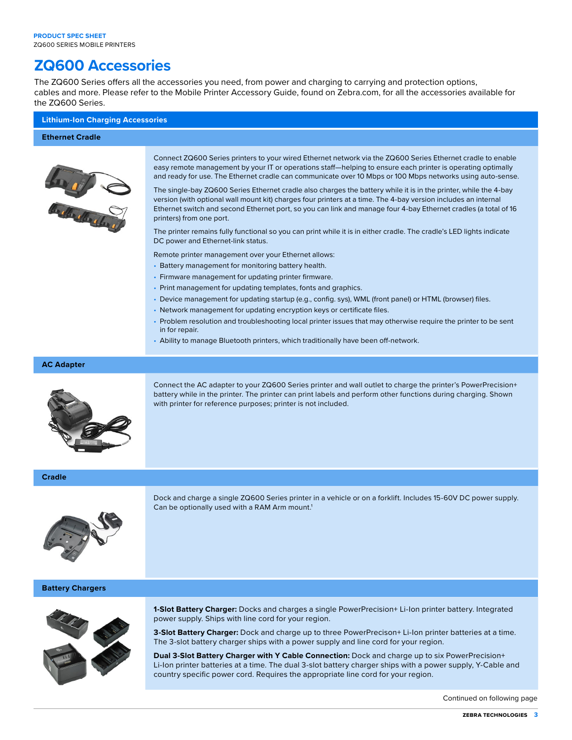# ZQ600 Accessories

The ZQ600 Series offers all the accessories you need, from power and charging to carrying and protection options, cables and more. Please refer to the Mobile Printer Accessory Guide, found on Zebra.com, for all the accessories available for the ZQ600 Series.

## Lithium-Ion Charging Accessories

### Ethernet Cradle

Connect ZQ600 Series printers to your wired Ethernet network via the ZQ600 Series Ethernet cradle to enable easy remote management by your IT or operations staff—helping to ensure each printer is operating optimally and ready for use. The Ethernet cradle can communicate over 10 Mbps or 100 Mbps networks using auto-sense.

The single-bay ZQ600 Series Ethernet cradle also charges the battery while it is in the printer, while the 4-bay version (with optional wall mount kit) charges four printers at a time. The 4-bay version includes an internal Ethernet switch and second Ethernet port, so you can link and manage four 4-bay Ethernet cradles (a total of 16 printers) from one port.

The printer remains fully functional so you can print while it is in either cradle. The cradle's LED lights indicate DC power and Ethernet-link status.

Remote printer management over your Ethernet allows:

- Battery management for monitoring battery health.
- Firmware management for updating printer firmware.
- Print management for updating templates, fonts and graphics.
- Device management for updating startup (e.g., config. sys), WML (front panel) or HTML (browser) files.
- Network management for updating encryption keys or certificate files.
- Problem resolution and troubleshooting local printer issues that may otherwise require the printer to be sent in for repair.
- Ability to manage Bluetooth printers, which traditionally have been off-network.

### AC Adapter

Connect the AC adapter to your ZQ600 Series printer and wall outlet to charge the printer's PowerPrecision+ battery while in the printer. The printer can print labels and perform other functions during charging. Shown with printer for reference purposes; printer is not included.

### Cradle

Dock and charge a single ZQ600 Series printer in a vehicle or on a forklift. Includes 15-60V DC power supply. Can be optionally used with a RAM Arm mount.[1]

### Battery Chargers

**1-Slot Battery Charger:** Docks and charges a single PowerPrecision+ Li-Ion printer battery. Integrated power supply. Ships with line cord for your region.

**3-Slot Battery Charger:** Dock and charge up to three PowerPrecison+ Li-Ion printer batteries at a time. The 3-slot battery charger ships with a power supply and line cord for your region.

**Dual 3-Slot Battery Charger with Y Cable Connection:** Dock and charge up to six PowerPrecision+ Li-Ion printer batteries at a time. The dual 3-slot battery charger ships with a power supply, Y-Cable and country specific power cord. Requires the appropriate line cord for your region.

Continued on following page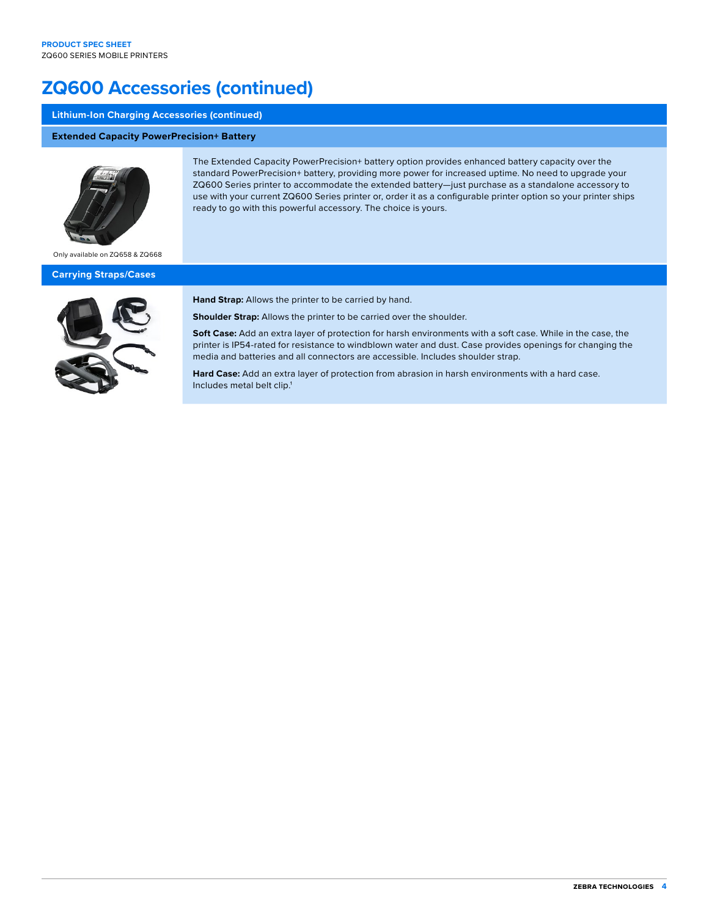# ZQ600 Accessories (continued)

## Lithium-Ion Charging Accessories (continued)

### Extended Capacity PowerPrecision+ Battery

Only available on ZQ658 & ZQ668

The Extended Capacity PowerPrecision+ battery option provides enhanced battery capacity over the standard PowerPrecision+ battery, providing more power for increased uptime. No need to upgrade your ZQ600 Series printer to accommodate the extended battery—just purchase as a standalone accessory to use with your current ZQ600 Series printer or, order it as a configurable printer option so your printer ships ready to go with this powerful accessory. The choice is yours.

## Carrying Straps/Cases

**Hand Strap:** Allows the printer to be carried by hand.

**Shoulder Strap:** Allows the printer to be carried over the shoulder.

**Soft Case:** Add an extra layer of protection for harsh environments with a soft case. While in the case, the printer is IP54-rated for resistance to windblown water and dust. Case provides openings for changing the media and batteries and all connectors are accessible. Includes shoulder strap.

**Hard Case:** Add an extra layer of protection from abrasion in harsh environments with a hard case. Includes metal belt clip.[1]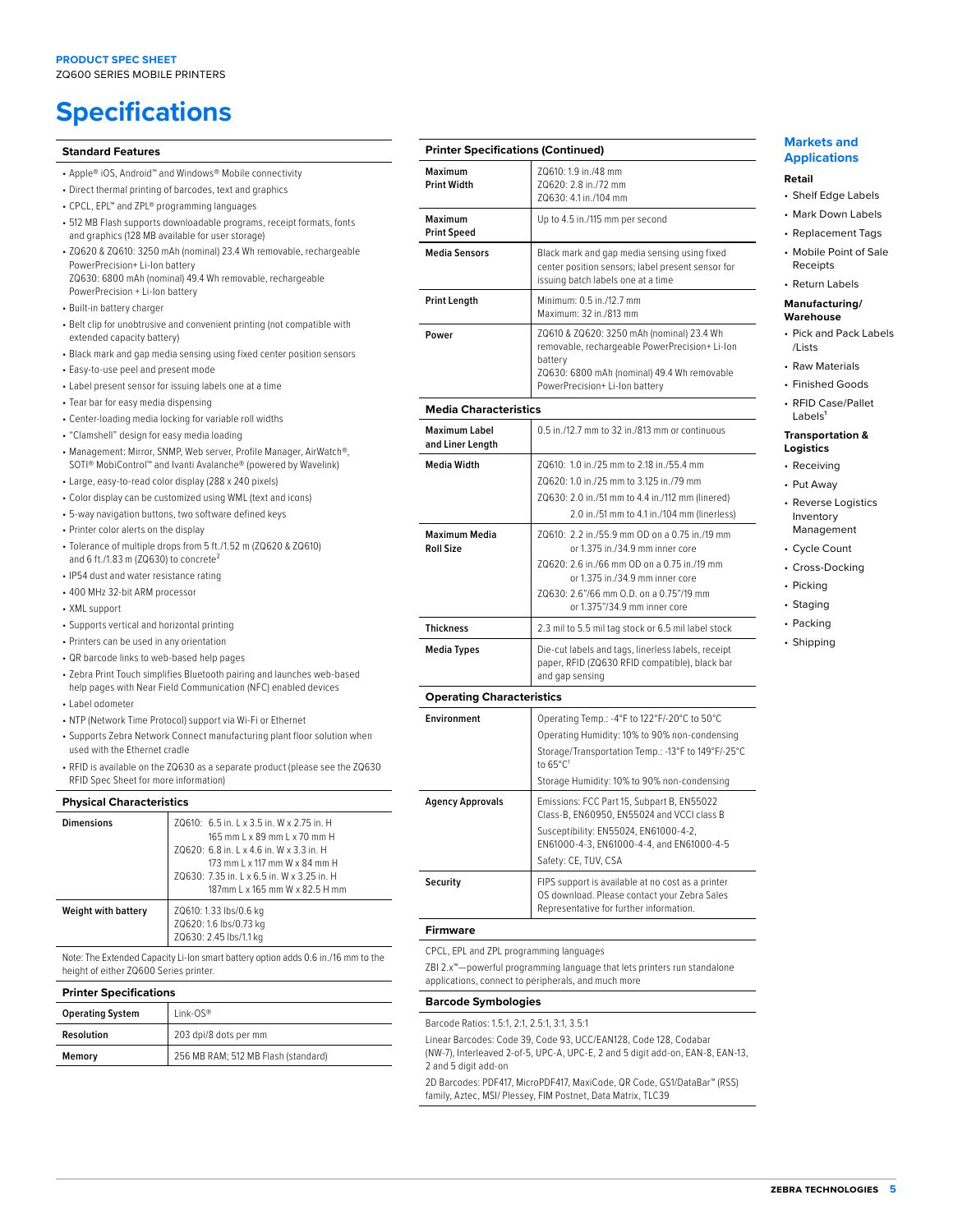PRODUCT SPEC SHEET
ZQ600 SERIES MOBILE PRINTERS

# Specifications

### Standard Features

- Apple® iOS, Android™ and Windows® Mobile connectivity
- Direct thermal printing of barcodes, text and graphics
- CPCL, EPL™ and ZPL® programming languages
- 512 MB Flash supports downloadable programs, receipt formats, fonts and graphics (128 MB available for user storage)
- ZQ620 & ZQ610: 3250 mAh (nominal) 23.4 Wh removable, rechargeable PowerPrecision+ Li-Ion battery
  ZQ630: 6800 mAh (nominal) 49.4 Wh removable, rechargeable PowerPrecision + Li-Ion battery
- Built-in battery charger
- Belt clip for unobtrusive and convenient printing (not compatible with extended capacity battery)
- Black mark and gap media sensing using fixed center position sensors
- Easy-to-use peel and present mode
- Label present sensor for issuing labels one at a time
- Tear bar for easy media dispensing
- Center-loading media locking for variable roll widths
- "Clamshell" design for easy media loading
- Management: Mirror, SNMP, Web server, Profile Manager, AirWatch®, SOTI® MobiControl™ and Ivanti Avalanche® (powered by Wavelink)
- Large, easy-to-read color display (288 x 240 pixels)
- Color display can be customized using WML (text and icons)
- 5-way navigation buttons, two software defined keys
- Printer color alerts on the display
- Tolerance of multiple drops from 5 ft./1.52 m (ZQ620 & ZQ610) and 6 ft./1.83 m (ZQ630) to concrete[2]
- IP54 dust and water resistance rating
- 400 MHz 32-bit ARM processor
- XML support
- Supports vertical and horizontal printing
- Printers can be used in any orientation
- QR barcode links to web-based help pages
- Zebra Print Touch simplifies Bluetooth pairing and launches web-based help pages with Near Field Communication (NFC) enabled devices
- Label odometer
- NTP (Network Time Protocol) support via Wi-Fi or Ethernet
- Supports Zebra Network Connect manufacturing plant floor solution when used with the Ethernet cradle
- RFID is available on the ZQ630 as a separate product (please see the ZQ630 RFID Spec Sheet for more information)

### Physical Characteristics

| | |
|---|---|
| **Dimensions** | ZQ610: 6.5 in. L x 3.5 in. W x 2.75 in. H<br>165 mm L x 89 mm L x 70 mm H<br>ZQ620: 6.8 in. L x 4.6 in. W x 3.3 in. H<br>173 mm L x 117 mm W x 84 mm H<br>ZQ630: 7.35 in. L x 6.5 in. W x 3.25 in. H<br>187mm L x 165 mm W x 82.5 H mm |
| **Weight with battery** | ZQ610: 1.33 lbs/0.6 kg<br>ZQ620: 1.6 lbs/0.73 kg<br>ZQ630: 2.45 lbs/1.1 kg |

Note: The Extended Capacity Li-Ion smart battery option adds 0.6 in./16 mm to the height of either ZQ600 Series printer.

### Printer Specifications

| | |
|---|---|
| **Operating System** | Link-OS® |
| **Resolution** | 203 dpi/8 dots per mm |
| **Memory** | 256 MB RAM; 512 MB Flash (standard) |

### Printer Specifications (Continued)

| | |
|---|---|
| **Maximum Print Width** | ZQ610: 1.9 in./48 mm<br>ZQ620: 2.8 in./72 mm<br>ZQ630: 4.1 in./104 mm |
| **Maximum Print Speed** | Up to 4.5 in./115 mm per second |
| **Media Sensors** | Black mark and gap media sensing using fixed center position sensors; label present sensor for issuing batch labels one at a time |
| **Print Length** | Minimum: 0.5 in./12.7 mm<br>Maximum: 32 in./813 mm |
| **Power** | ZQ610 & ZQ620: 3250 mAh (nominal) 23.4 Wh removable, rechargeable PowerPrecision+ Li-Ion battery<br>ZQ630: 6800 mAh (nominal) 49.4 Wh removable PowerPrecision+ Li-Ion battery |

### Media Characteristics

| | |
|---|---|
| **Maximum Label and Liner Length** | 0.5 in./12.7 mm to 32 in./813 mm or continuous |
| **Media Width** | ZQ610: 1.0 in./25 mm to 2.18 in./55.4 mm<br>ZQ620: 1.0 in./25 mm to 3.125 in./79 mm<br>ZQ630: 2.0 in./51 mm to 4.4 in./112 mm (linered)<br>2.0 in./51 mm to 4.1 in./104 mm (linerless) |
| **Maximum Media Roll Size** | ZQ610: 2.2 in./55.9 mm OD on a 0.75 in./19 mm or 1.375 in./34.9 mm inner core<br>ZQ620: 2.6 in./66 mm OD on a 0.75 in./19 mm or 1.375 in./34.9 mm inner core<br>ZQ630: 2.6"/66 mm O.D. on a 0.75"/19 mm or 1.375"/34.9 mm inner core |
| **Thickness** | 2.3 mil to 5.5 mil tag stock or 6.5 mil label stock |
| **Media Types** | Die-cut labels and tags, linerless labels, receipt paper, RFID (ZQ630 RFID compatible), black bar and gap sensing |

### Operating Characteristics

| | |
|---|---|
| **Environment** | Operating Temp.: -4°F to 122°F/-20°C to 50°C<br>Operating Humidity: 10% to 90% non-condensing<br>Storage/Transportation Temp.: -13°F to 149°F/-25°C to 65°C[1]<br>Storage Humidity: 10% to 90% non-condensing |
| **Agency Approvals** | Emissions: FCC Part 15, Subpart B, EN55022 Class-B, EN60950, EN55024 and VCCI class B<br>Susceptibility: EN55024, EN61000-4-2, EN61000-4-3, EN61000-4-4, and EN61000-4-5<br>Safety: CE, TUV, CSA |
| **Security** | FIPS support is available at no cost as a printer OS download. Please contact your Zebra Sales Representative for further information. |

### Firmware

CPCL, EPL and ZPL programming languages

ZBI 2.x™—powerful programming language that lets printers run standalone applications, connect to peripherals, and much more

### Barcode Symbologies

Barcode Ratios: 1.5:1, 2:1, 2.5:1, 3:1, 3.5:1

Linear Barcodes: Code 39, Code 93, UCC/EAN128, Code 128, Codabar (NW-7), Interleaved 2-of-5, UPC-A, UPC-E, 2 and 5 digit add-on, EAN-8, EAN-13, 2 and 5 digit add-on

2D Barcodes: PDF417, MicroPDF417, MaxiCode, QR Code, GS1/DataBar™ (RSS) family, Aztec, MSI/ Plessey, FIM Postnet, Data Matrix, TLC39

## Markets and Applications

**Retail**

- Shelf Edge Labels
- Mark Down Labels
- Replacement Tags
- Mobile Point of Sale Receipts
- Return Labels

**Manufacturing/ Warehouse**

- Pick and Pack Labels /Lists
- Raw Materials
- Finished Goods
- RFID Case/Pallet Labels[1]

**Transportation & Logistics**

- Receiving
- Put Away
- Reverse Logistics Inventory Management
- Cycle Count
- Cross-Docking
- Picking
- Staging
- Packing
- Shipping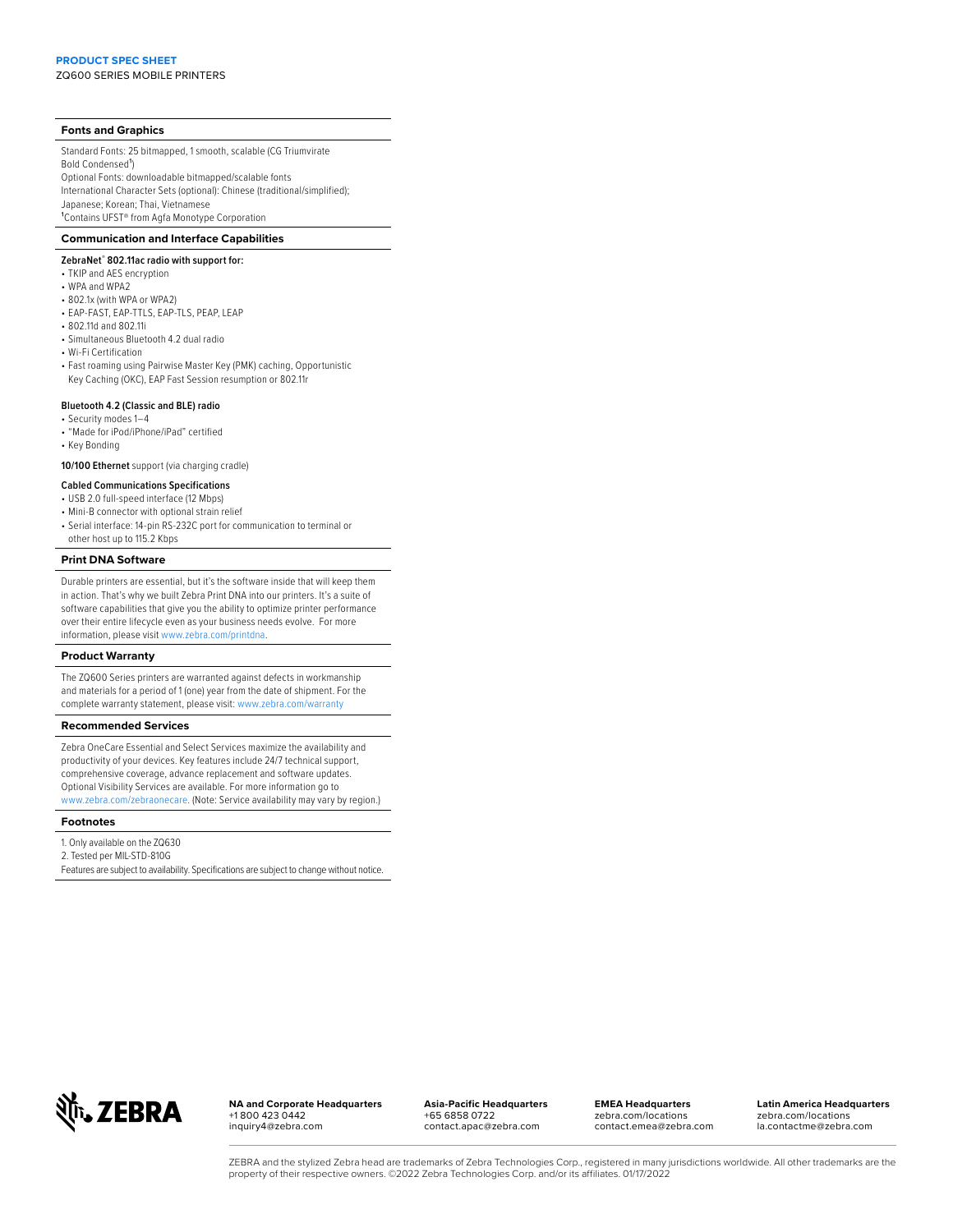## Fonts and Graphics

Standard Fonts: 25 bitmapped, 1 smooth, scalable (CG Triumvirate Bold Condensed[1])
Optional Fonts: downloadable bitmapped/scalable fonts
International Character Sets (optional): Chinese (traditional/simplified); Japanese; Korean; Thai, Vietnamese
[1]Contains UFST® from Agfa Monotype Corporation

## Communication and Interface Capabilities

**ZebraNet® 802.11ac radio with support for:**

- TKIP and AES encryption
- WPA and WPA2
- 802.1x (with WPA or WPA2)
- EAP-FAST, EAP-TTLS, EAP-TLS, PEAP, LEAP
- 802.11d and 802.11i
- Simultaneous Bluetooth 4.2 dual radio
- Wi-Fi Certification
- Fast roaming using Pairwise Master Key (PMK) caching, Opportunistic Key Caching (OKC), EAP Fast Session resumption or 802.11r

**Bluetooth 4.2 (Classic and BLE) radio**

- Security modes 1–4
- "Made for iPod/iPhone/iPad" certified
- Key Bonding

**10/100 Ethernet** support (via charging cradle)

**Cabled Communications Specifications**

- USB 2.0 full-speed interface (12 Mbps)
- Mini-B connector with optional strain relief
- Serial interface: 14-pin RS-232C port for communication to terminal or other host up to 115.2 Kbps

## Print DNA Software

Durable printers are essential, but it's the software inside that will keep them in action. That's why we built Zebra Print DNA into our printers. It's a suite of software capabilities that give you the ability to optimize printer performance over their entire lifecycle even as your business needs evolve. For more information, please visit www.zebra.com/printdna.

## Product Warranty

The ZQ600 Series printers are warranted against defects in workmanship and materials for a period of 1 (one) year from the date of shipment. For the complete warranty statement, please visit: www.zebra.com/warranty

## Recommended Services

Zebra OneCare Essential and Select Services maximize the availability and productivity of your devices. Key features include 24/7 technical support, comprehensive coverage, advance replacement and software updates. Optional Visibility Services are available. For more information go to www.zebra.com/zebraonecare. (Note: Service availability may vary by region.)

## Footnotes

1. Only available on the ZQ630
2. Tested per MIL-STD-810G

Features are subject to availability. Specifications are subject to change without notice.

**NA and Corporate Headquarters**
+1 800 423 0442
inquiry4@zebra.com

**Asia-Pacific Headquarters**
+65 6858 0722
contact.apac@zebra.com

**EMEA Headquarters**
zebra.com/locations
contact.emea@zebra.com

**Latin America Headquarters**
zebra.com/locations
la.contactme@zebra.com

ZEBRA and the stylized Zebra head are trademarks of Zebra Technologies Corp., registered in many jurisdictions worldwide. All other trademarks are the property of their respective owners. ©2022 Zebra Technologies Corp. and/or its affiliates. 01/17/2022